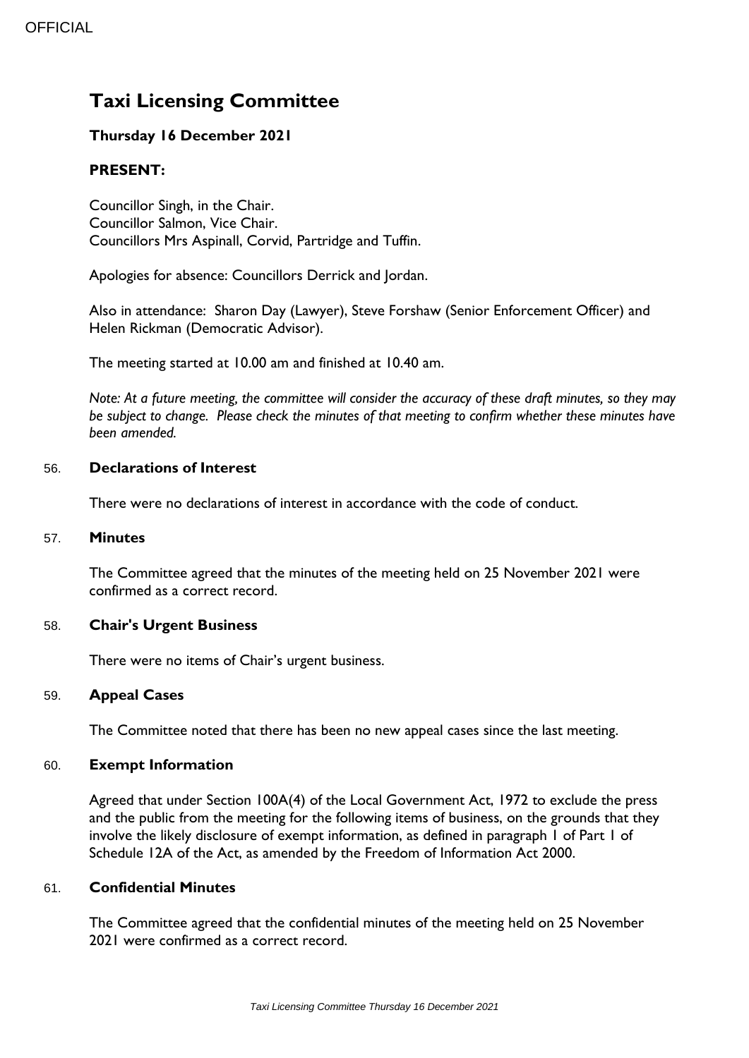OFFICIAL

# Taxi Licensing Committee

**Thursday 16 December 2021**

**PRESENT:**

Councillor Singh, in the Chair.
Councillor Salmon, Vice Chair.
Councillors Mrs Aspinall, Corvid, Partridge and Tuffin.

Apologies for absence: Councillors Derrick and Jordan.

Also in attendance: Sharon Day (Lawyer), Steve Forshaw (Senior Enforcement Officer) and Helen Rickman (Democratic Advisor).

The meeting started at 10.00 am and finished at 10.40 am.

*Note: At a future meeting, the committee will consider the accuracy of these draft minutes, so they may be subject to change. Please check the minutes of that meeting to confirm whether these minutes have been amended.*

## 56. **Declarations of Interest**

There were no declarations of interest in accordance with the code of conduct.

## 57. **Minutes**

The Committee agreed that the minutes of the meeting held on 25 November 2021 were confirmed as a correct record.

## 58. **Chair's Urgent Business**

There were no items of Chair's urgent business.

## 59. **Appeal Cases**

The Committee noted that there has been no new appeal cases since the last meeting.

## 60. **Exempt Information**

Agreed that under Section 100A(4) of the Local Government Act, 1972 to exclude the press and the public from the meeting for the following items of business, on the grounds that they involve the likely disclosure of exempt information, as defined in paragraph 1 of Part 1 of Schedule 12A of the Act, as amended by the Freedom of Information Act 2000.

## 61. **Confidential Minutes**

The Committee agreed that the confidential minutes of the meeting held on 25 November 2021 were confirmed as a correct record.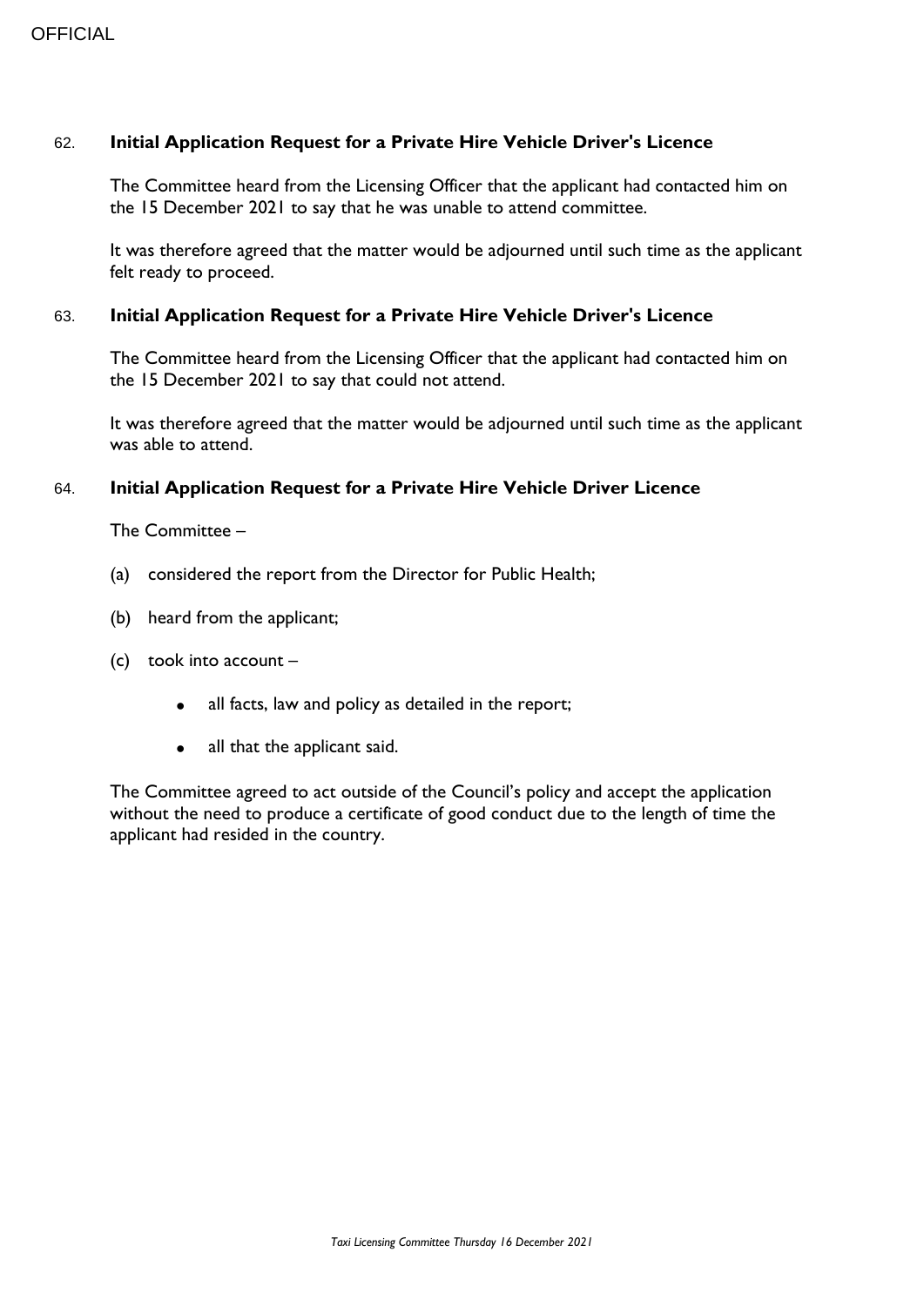### 62. **Initial Application Request for a Private Hire Vehicle Driver's Licence**

The Committee heard from the Licensing Officer that the applicant had contacted him on the 15 December 2021 to say that he was unable to attend committee.

It was therefore agreed that the matter would be adjourned until such time as the applicant felt ready to proceed.

### 63. **Initial Application Request for a Private Hire Vehicle Driver's Licence**

The Committee heard from the Licensing Officer that the applicant had contacted him on the 15 December 2021 to say that could not attend.

It was therefore agreed that the matter would be adjourned until such time as the applicant was able to attend.

### 64. **Initial Application Request for a Private Hire Vehicle Driver Licence**

The Committee –

(a) considered the report from the Director for Public Health;

(b) heard from the applicant;

(c) took into account –

- all facts, law and policy as detailed in the report;
- all that the applicant said.

The Committee agreed to act outside of the Council's policy and accept the application without the need to produce a certificate of good conduct due to the length of time the applicant had resided in the country.